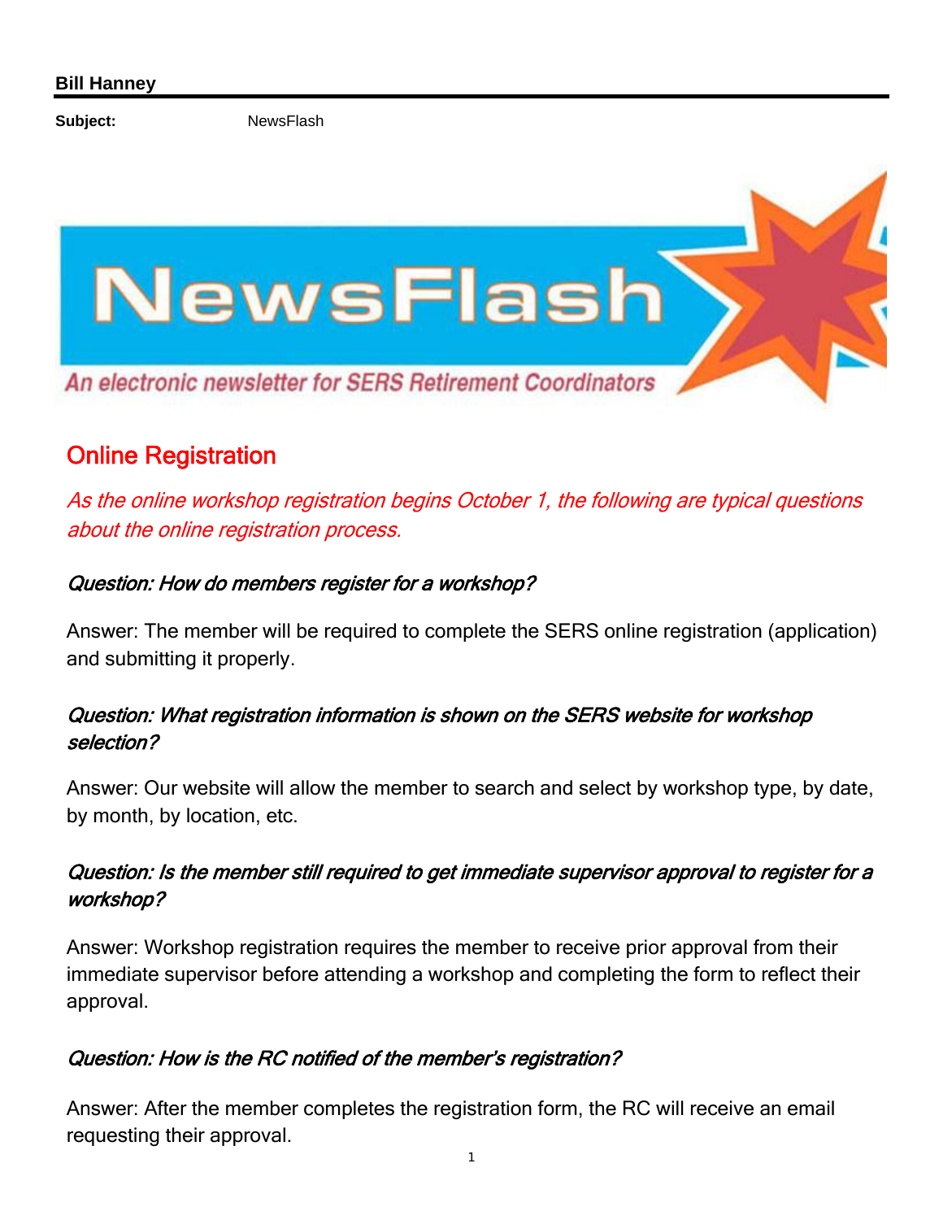**Bill Hanney**

**Subject:** NewsFlash

NewsFlash

An electronic newsletter for SERS Retirement Coordinators

## Online Registration

*As the online workshop registration begins October 1, the following are typical questions about the online registration process.*

***Question: How do members register for a workshop?***

Answer: The member will be required to complete the SERS online registration (application) and submitting it properly.

***Question: What registration information is shown on the SERS website for workshop selection?***

Answer: Our website will allow the member to search and select by workshop type, by date, by month, by location, etc.

***Question: Is the member still required to get immediate supervisor approval to register for a workshop?***

Answer: Workshop registration requires the member to receive prior approval from their immediate supervisor before attending a workshop and completing the form to reflect their approval.

***Question: How is the RC notified of the member's registration?***

Answer: After the member completes the registration form, the RC will receive an email requesting their approval.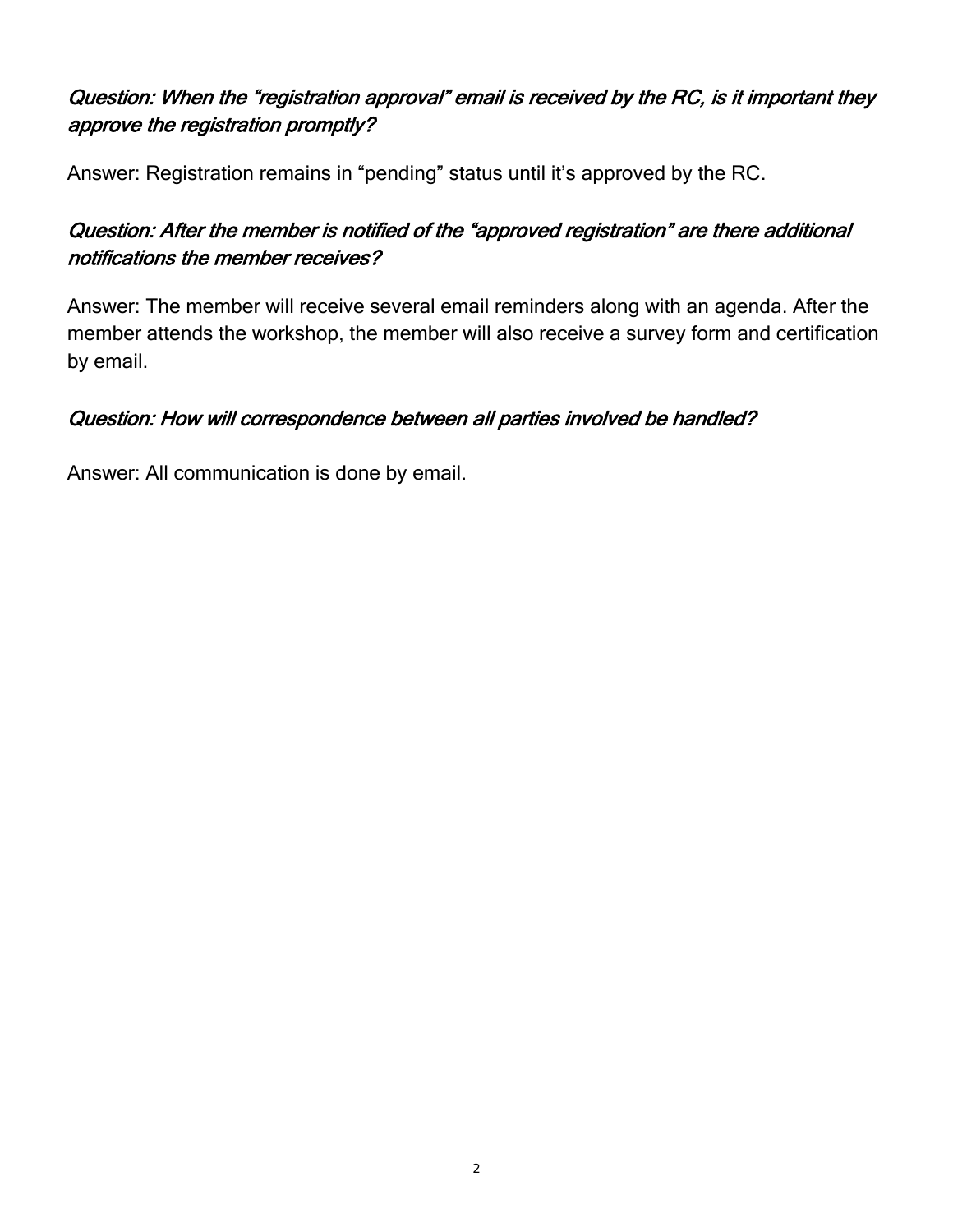*Question: When the "registration approval" email is received by the RC, is it important they approve the registration promptly?*

Answer: Registration remains in "pending" status until it's approved by the RC.

*Question: After the member is notified of the "approved registration" are there additional notifications the member receives?*

Answer: The member will receive several email reminders along with an agenda. After the member attends the workshop, the member will also receive a survey form and certification by email.

*Question: How will correspondence between all parties involved be handled?*

Answer: All communication is done by email.